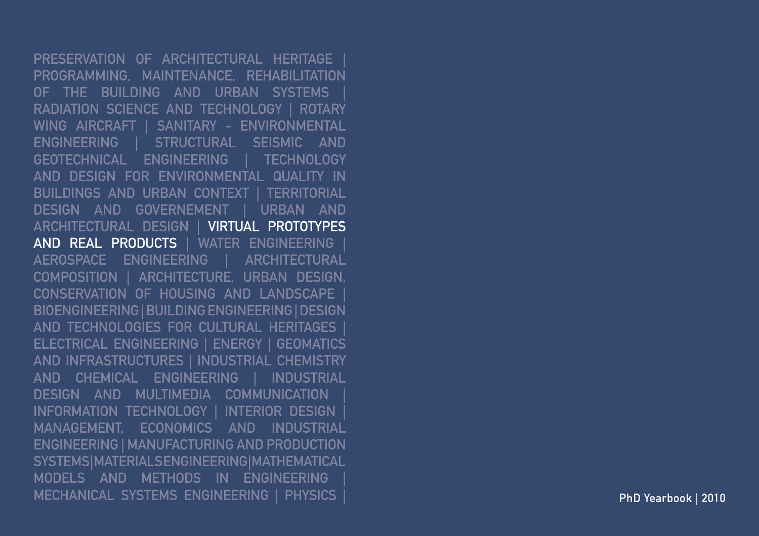PRESERVATION OF ARCHITECTURAL HERITAGE | PROGRAMMING, MAINTENANCE, REHABILITATION OF THE BUILDING AND URBAN SYSTEMS | RADIATION SCIENCE AND TECHNOLOGY | ROTARY WING AIRCRAFT | SANITARY - ENVIRONMENTAL ENGINEERING | STRUCTURAL SEISMIC AND GEOTECHNICAL ENGINEERING | TECHNOLOGY AND DESIGN FOR ENVIRONMENTAL QUALITY IN BUILDINGS AND URBAN CONTEXT | TERRITORIAL DESIGN AND GOVERNEMENT | URBAN AND ARCHITECTURAL DESIGN | **VIRTUAL PROTOTYPES AND REAL PRODUCTS** | WATER ENGINEERING | AEROSPACE ENGINEERING | ARCHITECTURAL COMPOSITION | ARCHITECTURE, URBAN DESIGN, CONSERVATION OF HOUSING AND LANDSCAPE | BIOENGINEERING | BUILDING ENGINEERING | DESIGN AND TECHNOLOGIES FOR CULTURAL HERITAGES | ELECTRICAL ENGINEERING | ENERGY | GEOMATICS AND INFRASTRUCTURES | INDUSTRIAL CHEMISTRY AND CHEMICAL ENGINEERING | INDUSTRIAL DESIGN AND MULTIMEDIA COMMUNICATION | INFORMATION TECHNOLOGY | INTERIOR DESIGN | MANAGEMENT, ECONOMICS AND INDUSTRIAL ENGINEERING | MANUFACTURING AND PRODUCTION SYSTEMS | MATERIALS ENGINEERING | MATHEMATICAL MODELS AND METHODS IN ENGINEERING | MECHANICAL SYSTEMS ENGINEERING | PHYSICS |

**PhD Yearbook | 2010**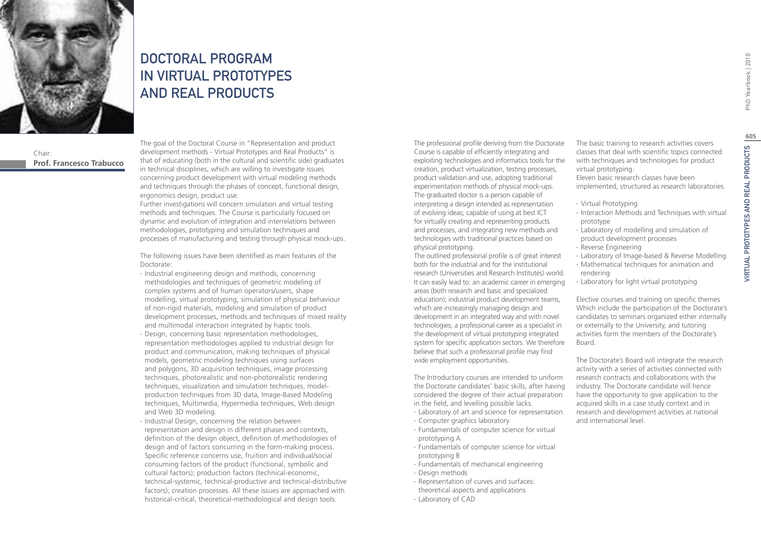# DOCTORAL PROGRAM IN VIRTUAL PROTOTYPES AND REAL PRODUCTS

Chair:
**Prof. Francesco Trabucco**

The goal of the Doctoral Course in "Representation and product development methods - Virtual Prototypes and Real Products" is that of educating (both in the cultural and scientific side) graduates in technical disciplines, which are willing to investigate issues concerning product development with virtual modeling methods and techniques through the phases of concept, functional design, ergonomics design, product use.
Further investigations will concern simulation and virtual testing methods and techniques. The Course is particularly focused on dynamic and evolution of integration and interrelations between methodologies, prototyping and simulation techniques and processes of manufacturing and testing through physical mock-ups.

The following issues have been identified as main features of the Doctorate:

- Industrial engineering design and methods, concerning methodologies and techniques of geometric modeling of complex systems and of human operators/users, shape modelling, virtual prototyping, simulation of physical behaviour of non-rigid materials, modeling and simulation of product development processes, methods and techniques of mixed reality and multimodal interaction integrated by haptic tools.
- Design, concerning basic representation methodologies, representation methodologies applied to industrial design for product and communication, making techniques of physical models, geometric modeling techniques using surfaces and polygons, 3D acquisition techniques, image processing techniques, photorealistic and non-photorealistic rendering techniques, visualization and simulation techniques, model-production techniques from 3D data, Image-Based Modeling techniques, Multimedia, Hypermedia techniques, Web design and Web 3D modeling.
- Industrial Design, concerning the relation between representation and design in different phases and contexts, definition of the design object, definition of methodologies of design and of factors concurring in the form-making process. Specific reference concerns use, fruition and individual/social consuming factors of the product (functional, symbolic and cultural factors); production factors (technical-economic, technical-systemic, technical-productive and technical-distributive factors); creation processes. All these issues are approached with historical-critical, theoretical-methodological and design tools.

The professional profile deriving from the Doctorate Course is capable of efficiently integrating and exploiting technologies and informatics tools for the creation, product virtualization, testing processes, product validation and use, adopting traditional experimentation methods of physical mock-ups.
The graduated doctor is a person capable of interpreting a design intended as representation of evolving ideas; capable of using at best ICT for virtually creating and representing products and processes, and integrating new methods and technologies with traditional practices based on physical prototyping.
The outlined professional profile is of great interest both for the industrial and for the institutional research (Universities and Research Institutes) world. It can easily lead to: an academic career in emerging areas (both research and basic and specialized education); industrial product development teams, which are increasingly managing design and development in an integrated way and with novel technologies; a professional career as a specialist in the development of virtual prototyping integrated system for specific application sectors. We therefore believe that such a professional profile may find wide employment opportunities.

The Introductory courses are intended to uniform the Doctorate candidates' basic skills, after having considered the degree of their actual preparation in the field, and levelling possible lacks.

- Laboratory of art and science for representation
- Computer graphics laboratory
- Fundamentals of computer science for virtual prototyping A
- Fundamentals of computer science for virtual prototyping B
- Fundamentals of mechanical engineering
- Design methods
- Representation of curves and surfaces: theoretical aspects and applications
- Laboratory of CAD

The basic training to research activities covers classes that deal with scientific topics connected with techniques and technologies for product virtual prototyping.
Eleven basic research classes have been implemented, structured as research laboratories.

- Virtual Prototyping
- Interaction Methods and Techniques with virtual prototype
- Laboratory of modelling and simulation of product development processes
- Reverse Engineering
- Laboratory of Image-based & Reverse Modelling
- Mathematical techniques for animation and rendering
- Laboratory for light virtual prototyping

Elective courses and training on specific themes Which include the participation of the Doctorate's candidates to seminars organized either internally or externally to the University, and tutoring activities form the members of the Doctorate's Board.

The Doctorate's Board will integrate the research activity with a series of activities connected with research contracts and collaborations with the industry. The Doctorate candidate will hence have the opportunity to give application to the acquired skills in a case study context and in research and development activities at national and international level.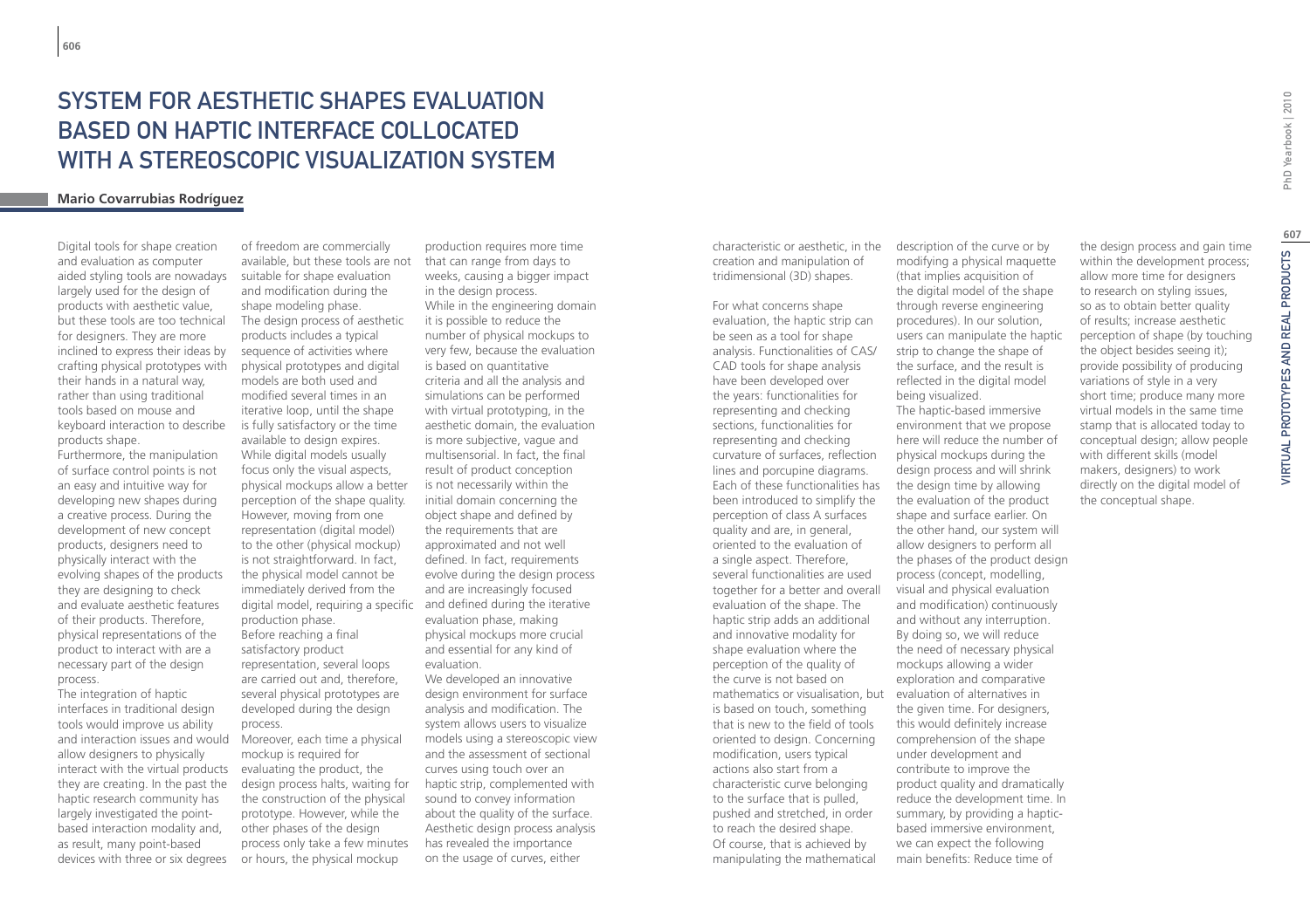# System for Aesthetic Shapes Evaluation Based on Haptic Interface Collocated with a Stereoscopic Visualization System

**Mario Covarrubias Rodríguez**

Digital tools for shape creation and evaluation as computer aided styling tools are nowadays largely used for the design of products with aesthetic value, but these tools are too technical for designers. They are more inclined to express their ideas by crafting physical prototypes with their hands in a natural way, rather than using traditional tools based on mouse and keyboard interaction to describe products shape.

Furthermore, the manipulation of surface control points is not an easy and intuitive way for developing new shapes during a creative process. During the development of new concept products, designers need to physically interact with the evolving shapes of the products they are designing to check and evaluate aesthetic features of their products. Therefore, physical representations of the product to interact with are a necessary part of the design process.

The integration of haptic interfaces in traditional design tools would improve us ability and interaction issues and would allow designers to physically interact with the virtual products they are creating. In the past the haptic research community has largely investigated the point-based interaction modality and, as result, many point-based devices with three or six degrees of freedom are commercially available, but these tools are not suitable for shape evaluation and modification during the shape modeling phase.

The design process of aesthetic products includes a typical sequence of activities where physical prototypes and digital models are both used and modified several times in an iterative loop, until the shape is fully satisfactory or the time available to design expires. While digital models usually focus only the visual aspects, physical mockups allow a better perception of the shape quality. However, moving from one representation (digital model) to the other (physical mockup) is not straightforward. In fact, the physical model cannot be immediately derived from the digital model, requiring a specific production phase.

Before reaching a final satisfactory product representation, several loops are carried out and, therefore, several physical prototypes are developed during the design process.

Moreover, each time a physical mockup is required for evaluating the product, the design process halts, waiting for the construction of the physical prototype. However, while the other phases of the design process only take a few minutes or hours, the physical mockup production requires more time that can range from days to weeks, causing a bigger impact in the design process.

While in the engineering domain it is possible to reduce the number of physical mockups to very few, because the evaluation is based on quantitative criteria and all the analysis and simulations can be performed with virtual prototyping, in the aesthetic domain, the evaluation is more subjective, vague and multisensorial. In fact, the final result of product conception is not necessarily within the initial domain concerning the object shape and defined by the requirements that are approximated and not well defined. In fact, requirements evolve during the design process and are increasingly focused and defined during the iterative evaluation phase, making physical mockups more crucial and essential for any kind of evaluation.

We developed an innovative design environment for surface analysis and modification. The system allows users to visualize models using a stereoscopic view and the assessment of sectional curves using touch over an haptic strip, complemented with sound to convey information about the quality of the surface. Aesthetic design process analysis has revealed the importance on the usage of curves, either characteristic or aesthetic, in the creation and manipulation of tridimensional (3D) shapes.

For what concerns shape evaluation, the haptic strip can be seen as a tool for shape analysis. Functionalities of CAS/CAD tools for shape analysis have been developed over the years: functionalities for representing and checking sections, functionalities for representing and checking curvature of surfaces, reflection lines and porcupine diagrams. Each of these functionalities has been introduced to simplify the perception of class A surfaces quality and are, in general, oriented to the evaluation of a single aspect. Therefore, several functionalities are used together for a better and overall evaluation of the shape. The haptic strip adds an additional and innovative modality for shape evaluation where the perception of the quality of the curve is not based on mathematics or visualisation, but is based on touch, something that is new to the field of tools oriented to design. Concerning modification, users typical actions also start from a characteristic curve belonging to the surface that is pulled, pushed and stretched, in order to reach the desired shape. Of course, that is achieved by manipulating the mathematical description of the curve or by modifying a physical maquette (that implies acquisition of the digital model of the shape through reverse engineering procedures). In our solution, users can manipulate the haptic strip to change the shape of the surface, and the result is reflected in the digital model being visualized.

The haptic-based immersive environment that we propose here will reduce the number of physical mockups during the design process and will shrink the design time by allowing the evaluation of the product shape and surface earlier. On the other hand, our system will allow designers to perform all the phases of the product design process (concept, modelling, visual and physical evaluation and modification) continuously and without any interruption. By doing so, we will reduce the need of necessary physical mockups allowing a wider exploration and comparative evaluation of alternatives in the given time. For designers, this would definitely increase comprehension of the shape under development and contribute to improve the product quality and dramatically reduce the development time. In summary, by providing a haptic-based immersive environment, we can expect the following main benefits: Reduce time of the design process and gain time within the development process; allow more time for designers to research on styling issues, so as to obtain better quality of results; increase aesthetic perception of shape (by touching the object besides seeing it); provide possibility of producing variations of style in a very short time; produce many more virtual models in the same time stamp that is allocated today to conceptual design; allow people with different skills (model makers, designers) to work directly on the digital model of the conceptual shape.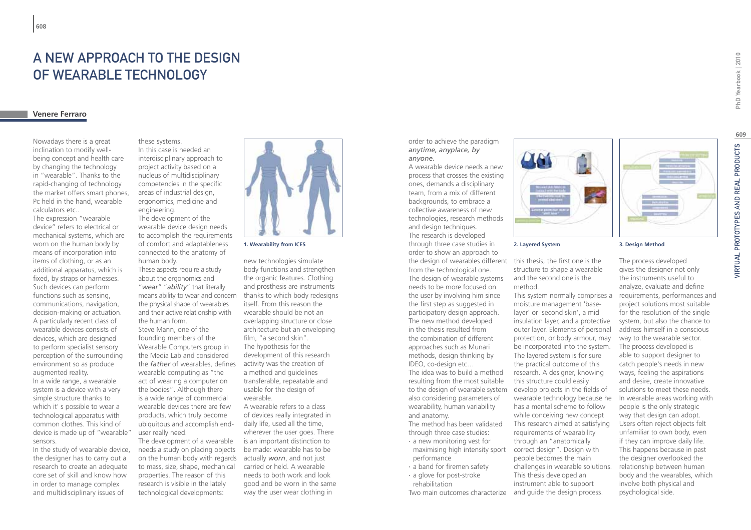# A NEW APPROACH TO THE DESIGN OF WEARABLE TECHNOLOGY

**Venere Ferraro**

Nowadays there is a great inclination to modify well-being concept and health care by changing the technology in "wearable". Thanks to the rapid-changing of technology the market offers smart phones, Pc held in the hand, wearable calculators etc..

The expression "wearable device" refers to electrical or mechanical systems, which are worn on the human body by means of incorporation into items of clothing, or as an additional apparatus, which is fixed, by straps or harnesses. Such devices can perform functions such as sensing, communications, navigation, decision-making or actuation. A particularly recent class of wearable devices consists of devices, which are designed to perform specialist sensory perception of the surrounding environment so as produce augmented reality.

In a wide range, a wearable system is a device with a very simple structure thanks to which it' s possible to wear a technological apparatus with common clothes. This kind of device is made up of "wearable" sensors.

In the study of wearable device, the designer has to carry out a research to create an adequate core set of skill and know how in order to manage complex and multidisciplinary issues of these systems.

In this case is needed an interdisciplinary approach to project activity based on a nucleus of multidisciplinary competencies in the specific areas of industrial design, ergonomics, medicine and engineering.

The development of the wearable device design needs to accomplish the requirements of comfort and adaptableness connected to the anatomy of human body.

These aspects require a study about the ergonomics and "*wear*" "*ability*" that literally means ability to wear and concern the physical shape of wearables and their active relationship with the human form.

Steve Mann, one of the founding members of the Wearable Computers group in the Media Lab and considered the *father* of wearables, defines wearable computing as "the act of wearing a computer on the bodies". Although there is a wide range of commercial wearable devices there are few products, which truly become ubiquitous and accomplish end-user really need.

The development of a wearable needs a study on placing objects on the human body with regards to mass, size, shape, mechanical properties. The reason of this research is visible in the lately technological developments:

1. Wearability from ICES

new technologies simulate body functions and strengthen the organic features. Clothing and prosthesis are instruments thanks to which body redesigns itself. From this reason the wearable should be not an overlapping structure or close architecture but an enveloping film, "a second skin".

The hypothesis for the development of this research activity was the creation of a method and guidelines transferable, repeatable and usable for the design of wearable.

A wearable refers to a class of devices really integrated in daily life, used all the time, wherever the user goes. There is an important distinction to be made: wearable has to be actually *worn*, and not just carried or held. A wearable needs to both work and look good and be worn in the same way the user wear clothing in order to achieve the paradigm *anytime, anyplace, by anyone.*

A wearable device needs a new process that crosses the existing ones, demands a disciplinary team, from a mix of different backgrounds, to embrace a collective awareness of new technologies, research methods and design techniques.

The research is developed through three case studies in order to show an approach to the design of wearables different from the technological one.

The design of wearable systems needs to be more focused on the user by involving him since the first step as suggested in participatory design approach.

The new method developed in the thesis resulted from the combination of different approaches such as Munari methods, design thinking by IDEO, co-design etc…

The idea was to build a method resulting from the most suitable to the design of wearable system also considering parameters of wearability, human variability and anatomy.

The method has been validated through three case studies:

- a new monitoring vest for maximising high intensity sport performance
- a band for firemen safety
- a glove for post-stroke rehabilitation

Two main outcomes characterize this thesis, the first one is the structure to shape a wearable and the second one is the method.

2. Layered System

This system normally comprises a moisture management 'base-layer' or 'second skin', a mid insulation layer, and a protective outer layer. Elements of personal protection, or body armour, may be incorporated into the system.

The layered system is for sure the practical outcome of this research. A designer, knowing this structure could easily develop projects in the fields of wearable technology because he has a mental scheme to follow while conceiving new concept

This research aimed at satisfying requirements of wearability through an "anatomically correct design". Design with people becomes the main challenges in wearable solutions.

This thesis developed an instrument able to support and guide the design process.

3. Design Method

The process developed gives the designer not only the instruments useful to analyze, evaluate and define requirements, performances and project solutions most suitable for the resolution of the single system, but also the chance to address himself in a conscious way to the wearable sector.

The process developed is able to support designer to catch people's needs in new ways, feeling the aspirations and desire, create innovative solutions to meet these needs.

In wearable areas working with people is the only strategic way that design can adopt.

Users often reject objects felt unfamiliar to own body, even if they can improve daily life. This happens because in past the designer overlooked the relationship between human body and the wearables, which involve both physical and psychological side.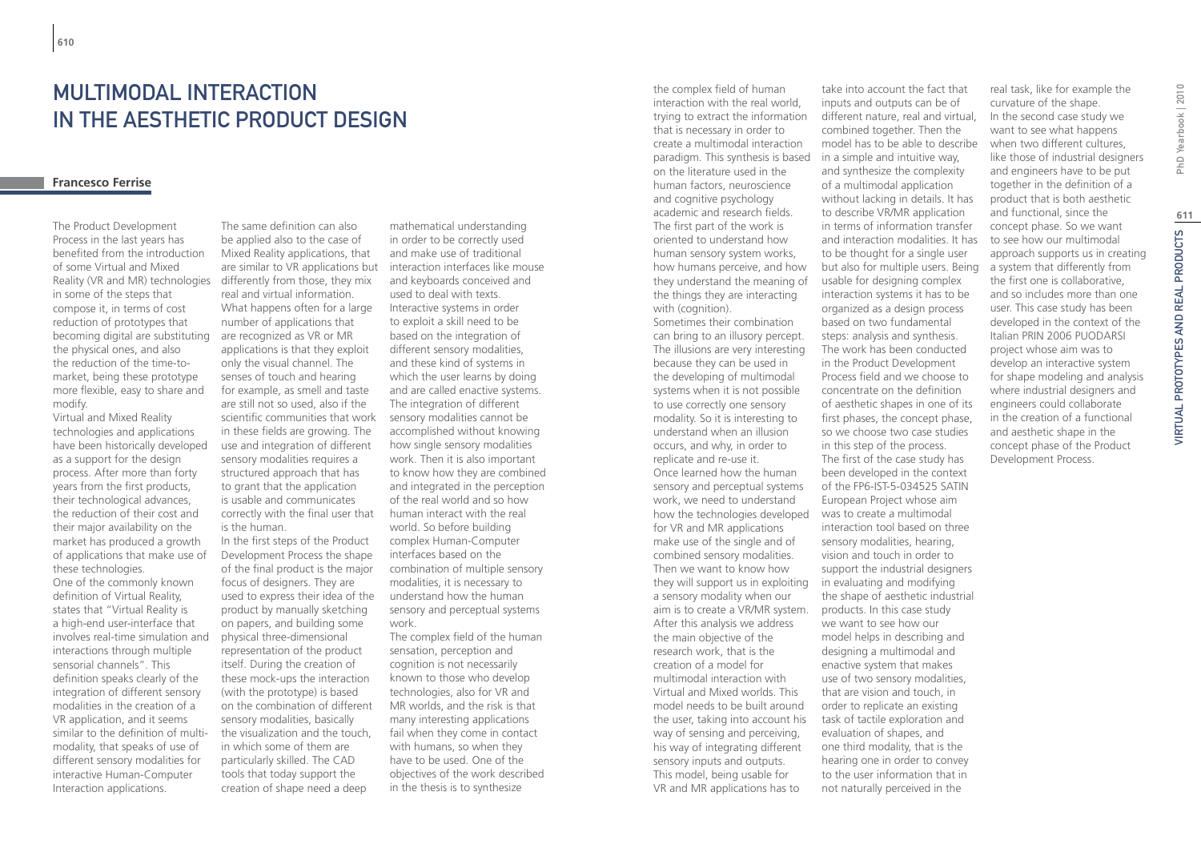# MULTIMODAL INTERACTION IN THE AESTHETIC PRODUCT DESIGN

**Francesco Ferrise**

The Product Development Process in the last years has benefited from the introduction of some Virtual and Mixed Reality (VR and MR) technologies in some of the steps that compose it, in terms of cost reduction of prototypes that becoming digital are substituting the physical ones, and also the reduction of the time-to-market, being these prototype more flexible, easy to share and modify.

Virtual and Mixed Reality technologies and applications have been historically developed as a support for the design process. After more than forty years from the first products, their technological advances, the reduction of their cost and their major availability on the market has produced a growth of applications that make use of these technologies.

One of the commonly known definition of Virtual Reality, states that "Virtual Reality is a high-end user-interface that involves real-time simulation and interactions through multiple sensorial channels". This definition speaks clearly of the integration of different sensory modalities in the creation of a VR application, and it seems similar to the definition of multi-modality, that speaks of use of different sensory modalities for interactive Human-Computer Interaction applications.

The same definition can also be applied also to the case of Mixed Reality applications, that are similar to VR applications but differently from those, they mix real and virtual information. What happens often for a large number of applications that are recognized as VR or MR applications is that they exploit only the visual channel. The senses of touch and hearing for example, as smell and taste are still not so used, also if the scientific communities that work in these fields are growing. The use and integration of different sensory modalities requires a structured approach that has to grant that the application is usable and communicates correctly with the final user that is the human.

In the first steps of the Product Development Process the shape of the final product is the major focus of designers. They are used to express their idea of the product by manually sketching on papers, and building some physical three-dimensional representation of the product itself. During the creation of these mock-ups the interaction (with the prototype) is based on the combination of different sensory modalities, basically the visualization and the touch, in which some of them are particularly skilled. The CAD tools that today support the creation of shape need a deep mathematical understanding in order to be correctly used and make use of traditional interaction interfaces like mouse and keyboards conceived and used to deal with texts. Interactive systems in order to exploit a skill need to be based on the integration of different sensory modalities, and these kind of systems in which the user learns by doing and are called enactive systems. The integration of different sensory modalities cannot be accomplished without knowing how single sensory modalities work. Then it is also important to know how they are combined and integrated in the perception of the real world and so how human interact with the real world. So before building complex Human-Computer interfaces based on the combination of multiple sensory modalities, it is necessary to understand how the human sensory and perceptual systems work.

The complex field of the human sensation, perception and cognition is not necessarily known to those who develop technologies, also for VR and MR worlds, and the risk is that many interesting applications fail when they come in contact with humans, so when they have to be used. One of the objectives of the work described in the thesis is to synthesize the complex field of human interaction with the real world, trying to extract the information that is necessary in order to create a multimodal interaction paradigm. This synthesis is based on the literature used in the human factors, neuroscience and cognitive psychology academic and research fields. The first part of the work is oriented to understand how human sensory system works, how humans perceive, and how they understand the meaning of the things they are interacting with (cognition).

Sometimes their combination can bring to an illusory percept. The illusions are very interesting because they can be used in the developing of multimodal systems when it is not possible to use correctly one sensory modality. So it is interesting to understand when an illusion occurs, and why, in order to replicate and re-use it.

Once learned how the human sensory and perceptual systems work, we need to understand how the technologies developed for VR and MR applications make use of the single and of combined sensory modalities. Then we want to know how they will support us in exploiting a sensory modality when our aim is to create a VR/MR system. After this analysis we address the main objective of the research work, that is the creation of a model for multimodal interaction with Virtual and Mixed worlds. This model needs to be built around the user, taking into account his way of sensing and perceiving, his way of integrating different sensory inputs and outputs. This model, being usable for VR and MR applications has to take into account the fact that inputs and outputs can be of different nature, real and virtual, combined together. Then the model has to be able to describe in a simple and intuitive way, and synthesize the complexity of a multimodal application without lacking in details. It has to describe VR/MR application in terms of information transfer and interaction modalities. It has to be thought for a single user but also for multiple users. Being usable for designing complex interaction systems it has to be organized as a design process based on two fundamental steps: analysis and synthesis. The work has been conducted in the Product Development Process field and we choose to concentrate on the definition of aesthetic shapes in one of its first phases, the concept phase, so we choose two case studies in this step of the process. The first of the case study has been developed in the context of the FP6-IST-5-034525 SATIN European Project whose aim was to create a multimodal interaction tool based on three sensory modalities, hearing, vision and touch in order to support the industrial designers in evaluating and modifying the shape of aesthetic industrial products. In this case study we want to see how our model helps in describing and designing a multimodal and enactive system that makes use of two sensory modalities, that are vision and touch, in order to replicate an existing task of tactile exploration and evaluation of shapes, and one third modality, that is the hearing one in order to convey to the user information that in not naturally perceived in the real task, like for example the curvature of the shape. In the second case study we want to see what happens when two different cultures, like those of industrial designers and engineers have to be put together in the definition of a product that is both aesthetic and functional, since the concept phase. So we want to see how our multimodal approach supports us in creating a system that differently from the first one is collaborative, and so includes more than one user. This case study has been developed in the context of the Italian PRIN 2006 PUODARSI project whose aim was to develop an interactive system for shape modeling and analysis where industrial designers and engineers could collaborate in the creation of a functional and aesthetic shape in the concept phase of the Product Development Process.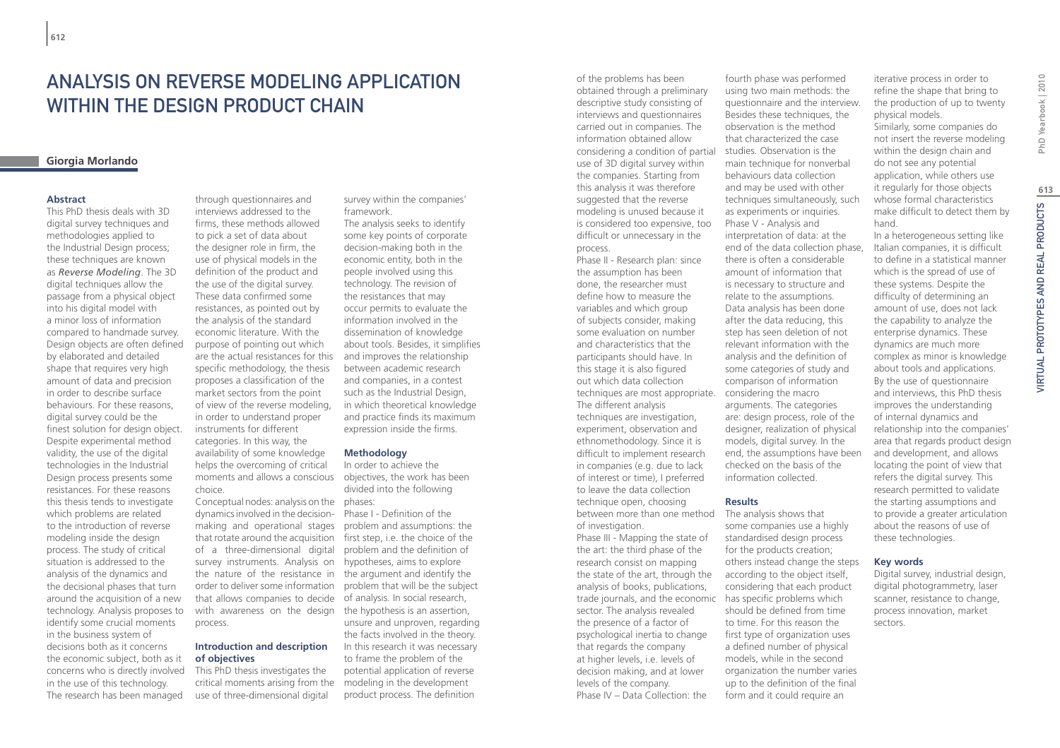# ANALYSIS ON REVERSE MODELING APPLICATION WITHIN THE DESIGN PRODUCT CHAIN

**Giorgia Morlando**

### Abstract

This PhD thesis deals with 3D digital survey techniques and methodologies applied to the Industrial Design process; these techniques are known as *Reverse Modeling*. The 3D digital techniques allow the passage from a physical object into his digital model with a minor loss of information compared to handmade survey. Design objects are often defined by elaborated and detailed shape that requires very high amount of data and precision in order to describe surface behaviours. For these reasons, digital survey could be the finest solution for design object. Despite experimental method validity, the use of the digital technologies in the Industrial Design process presents some resistances. For these reasons this thesis tends to investigate which problems are related to the introduction of reverse modeling inside the design process. The study of critical situation is addressed to the analysis of the dynamics and the decisional phases that turn around the acquisition of a new technology. Analysis proposes to identify some crucial moments in the business system of decisions both as it concerns the economic subject, both as it concerns who is directly involved in the use of this technology. The research has been managed through questionnaires and interviews addressed to the firms, these methods allowed to pick a set of data about the designer role in firm, the use of physical models in the definition of the product and the use of the digital survey. These data confirmed some resistances, as pointed out by the analysis of the standard economic literature. With the purpose of pointing out which are the actual resistances for this specific methodology, the thesis proposes a classification of the market sectors from the point of view of the reverse modeling, in order to understand proper instruments for different categories. In this way, the availability of some knowledge helps the overcoming of critical moments and allows a conscious choice.

Conceptual nodes: analysis on the dynamics involved in the decision-making and operational stages that rotate around the acquisition of a three-dimensional digital survey instruments. Analysis on the nature of the resistance in order to deliver some information that allows companies to decide with awareness on the design process.

### Introduction and description of objectives

This PhD thesis investigates the critical moments arising from the use of three-dimensional digital survey within the companies' framework.

The analysis seeks to identify some key points of corporate decision-making both in the economic entity, both in the people involved using this technology. The revision of the resistances that may occur permits to evaluate the information involved in the dissemination of knowledge about tools. Besides, it simplifies and improves the relationship between academic research and companies, in a contest such as the Industrial Design, in which theoretical knowledge and practice finds its maximum expression inside the firms.

### Methodology

In order to achieve the objectives, the work has been divided into the following phases:

Phase I - Definition of the problem and assumptions: the first step, i.e. the choice of the problem and the definition of hypotheses, aims to explore the argument and identify the problem that will be the subject of analysis. In social research, the hypothesis is an assertion, unsure and unproven, regarding the facts involved in the theory. In this research it was necessary to frame the problem of the potential application of reverse modeling in the development product process. The definition of the problems has been obtained through a preliminary descriptive study consisting of interviews and questionnaires carried out in companies. The information obtained allow considering a condition of partial use of 3D digital survey within the companies. Starting from this analysis it was therefore suggested that the reverse modeling is unused because it is considered too expensive, too difficult or unnecessary in the process.

Phase II - Research plan: since the assumption has been done, the researcher must define how to measure the variables and which group of subjects consider, making some evaluation on number and characteristics that the participants should have. In this stage it is also figured out which data collection techniques are most appropriate. The different analysis techniques are investigation, experiment, observation and ethnomethodology. Since it is difficult to implement research in companies (e.g. due to lack of interest or time), I preferred to leave the data collection technique open, choosing between more than one method of investigation.

Phase III - Mapping the state of the art: the third phase of the research consist on mapping the state of the art, through the analysis of books, publications, trade journals, and the economic sector. The analysis revealed the presence of a factor of psychological inertia to change that regards the company at higher levels, i.e. levels of decision making, and at lower levels of the company.

Phase IV – Data Collection: the fourth phase was performed using two main methods: the questionnaire and the interview. Besides these techniques, the observation is the method that characterized the case studies. Observation is the main technique for nonverbal behaviours data collection and may be used with other techniques simultaneously, such as experiments or inquiries.

Phase V - Analysis and interpretation of data: at the end of the data collection phase, there is often a considerable amount of information that is necessary to structure and relate to the assumptions. Data analysis has been done after the data reducing, this step has seen deletion of not relevant information with the analysis and the definition of some categories of study and comparison of information considering the macro arguments. The categories are: design process, role of the designer, realization of physical models, digital survey. In the end, the assumptions have been checked on the basis of the information collected.

### Results

The analysis shows that some companies use a highly standardised design process for the products creation; others instead change the steps according to the object itself, considering that each product has specific problems which should be defined from time to time. For this reason the first type of organization uses a defined number of physical models, while in the second organization the number varies up to the definition of the final form and it could require an iterative process in order to refine the shape that bring to the production of up to twenty physical models.

Similarly, some companies do not insert the reverse modeling within the design chain and do not see any potential application, while others use it regularly for those objects whose formal characteristics make difficult to detect them by hand.

In a heterogeneous setting like Italian companies, it is difficult to define in a statistical manner which is the spread of use of these systems. Despite the difficulty of determining an amount of use, does not lack the capability to analyze the enterprise dynamics. These dynamics are much more complex as minor is knowledge about tools and applications. By the use of questionnaire and interviews, this PhD thesis improves the understanding of internal dynamics and relationship into the companies' area that regards product design and development, and allows locating the point of view that refers the digital survey. This research permitted to validate the starting assumptions and to provide a greater articulation about the reasons of use of these technologies.

### Key words

Digital survey, industrial design, digital photogrammetry, laser scanner, resistance to change, process innovation, market sectors.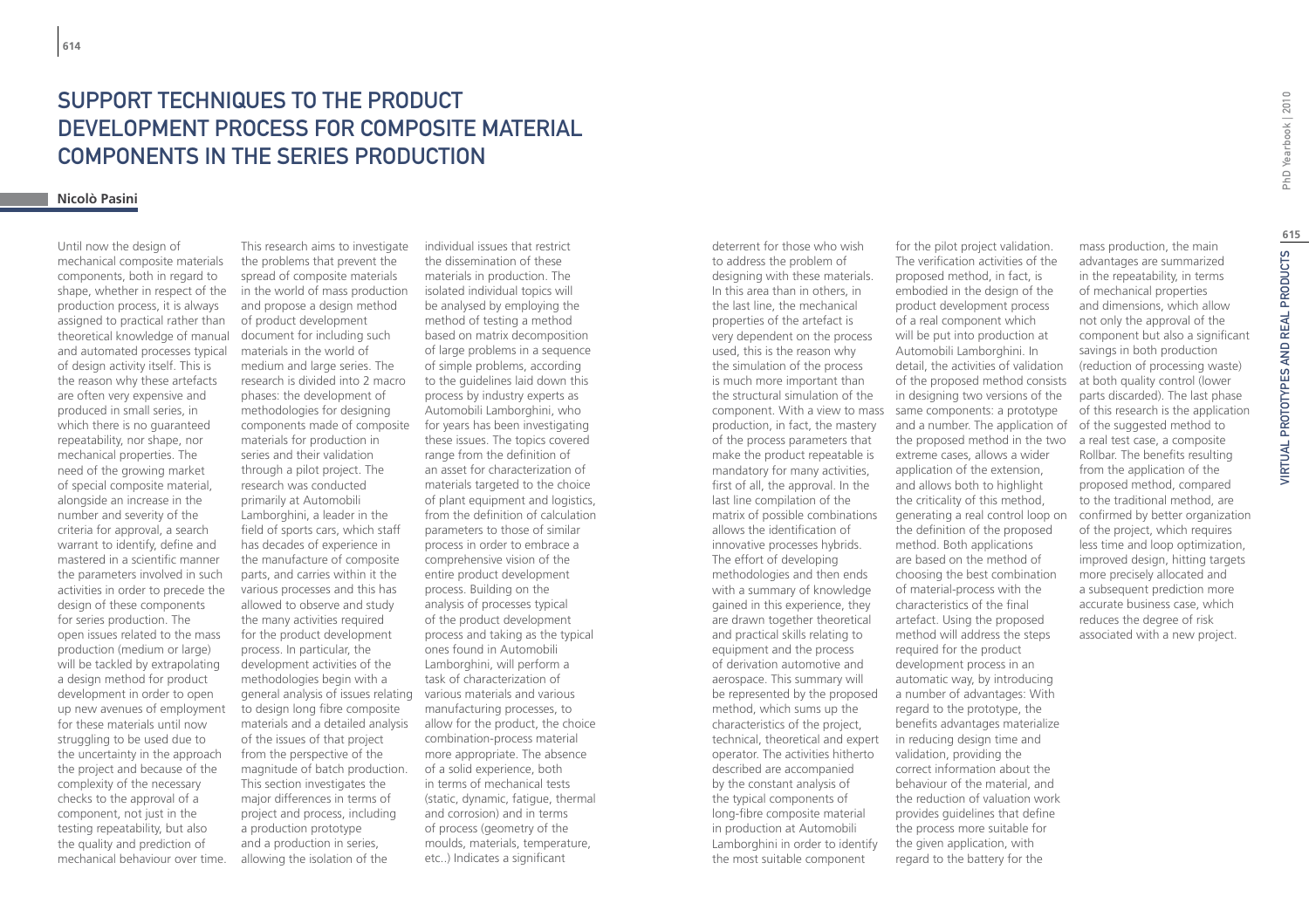# Support Techniques to the Product Development Process for Composite Material Components in the Series Production

**Nicolò Pasini**

Until now the design of mechanical composite materials components, both in regard to shape, whether in respect of the production process, it is always assigned to practical rather than theoretical knowledge of manual and automated processes typical of design activity itself. This is the reason why these artefacts are often very expensive and produced in small series, in which there is no guaranteed repeatability, nor shape, nor mechanical properties. The need of the growing market of special composite material, alongside an increase in the number and severity of the criteria for approval, a search warrant to identify, define and mastered in a scientific manner the parameters involved in such activities in order to precede the design of these components for series production. The open issues related to the mass production (medium or large) will be tackled by extrapolating a design method for product development in order to open up new avenues of employment for these materials until now struggling to be used due to the uncertainty in the approach the project and because of the complexity of the necessary checks to the approval of a component, not just in the testing repeatability, but also the quality and prediction of mechanical behaviour over time.

This research aims to investigate the problems that prevent the spread of composite materials in the world of mass production and propose a design method of product development document for including such materials in the world of medium and large series. The research is divided into 2 macro phases: the development of methodologies for designing components made of composite materials for production in series and their validation through a pilot project. The research was conducted primarily at Automobili Lamborghini, a leader in the field of sports cars, which staff has decades of experience in the manufacture of composite parts, and carries within it the various processes and this has allowed to observe and study the many activities required for the product development process. In particular, the development activities of the methodologies begin with a general analysis of issues relating to design long fibre composite materials and a detailed analysis of the issues of that project from the perspective of the magnitude of batch production. This section investigates the major differences in terms of project and process, including a production prototype and a production in series, allowing the isolation of the individual issues that restrict the dissemination of these materials in production. The isolated individual topics will be analysed by employing the method of testing a method based on matrix decomposition of large problems in a sequence of simple problems, according to the guidelines laid down this process by industry experts as Automobili Lamborghini, who for years has been investigating these issues. The topics covered range from the definition of an asset for characterization of materials targeted to the choice of plant equipment and logistics, from the definition of calculation parameters to those of similar process in order to embrace a comprehensive vision of the entire product development process. Building on the analysis of processes typical of the product development process and taking as the typical ones found in Automobili Lamborghini, will perform a task of characterization of various materials and various manufacturing processes, to allow for the product, the choice combination-process material more appropriate. The absence of a solid experience, both in terms of mechanical tests (static, dynamic, fatigue, thermal and corrosion) and in terms of process (geometry of the moulds, materials, temperature, etc..) Indicates a significant deterrent for those who wish to address the problem of designing with these materials. In this area than in others, in the last line, the mechanical properties of the artefact is very dependent on the process used, this is the reason why the simulation of the process is much more important than the structural simulation of the component. With a view to mass production, in fact, the mastery of the process parameters that make the product repeatable is mandatory for many activities, first of all, the approval. In the last line compilation of the matrix of possible combinations allows the identification of innovative processes hybrids. The effort of developing methodologies and then ends with a summary of knowledge gained in this experience, they are drawn together theoretical and practical skills relating to equipment and the process of derivation automotive and aerospace. This summary will be represented by the proposed method, which sums up the characteristics of the project, technical, theoretical and expert operator. The activities hitherto described are accompanied by the constant analysis of the typical components of long-fibre composite material in production at Automobili Lamborghini in order to identify the most suitable component for the pilot project validation. The verification activities of the proposed method, in fact, is embodied in the design of the product development process of a real component which will be put into production at Automobili Lamborghini. In detail, the activities of validation of the proposed method consists in designing two versions of the same components: a prototype and a number. The application of the proposed method in the two extreme cases, allows a wider application of the extension, and allows both to highlight the criticality of this method, generating a real control loop on the definition of the proposed method. Both applications are based on the method of choosing the best combination of material-process with the characteristics of the final artefact. Using the proposed method will address the steps required for the product development process in an automatic way, by introducing a number of advantages: With regard to the prototype, the benefits advantages materialize in reducing design time and validation, providing the correct information about the behaviour of the material, and the reduction of valuation work provides guidelines that define the process more suitable for the given application, with regard to the battery for the mass production, the main advantages are summarized in the repeatability, in terms of mechanical properties and dimensions, which allow not only the approval of the component but also a significant savings in both production (reduction of processing waste) at both quality control (lower parts discarded). The last phase of this research is the application of the suggested method to a real test case, a composite Rollbar. The benefits resulting from the application of the proposed method, compared to the traditional method, are confirmed by better organization of the project, which requires less time and loop optimization, improved design, hitting targets more precisely allocated and a subsequent prediction more accurate business case, which reduces the degree of risk associated with a new project.